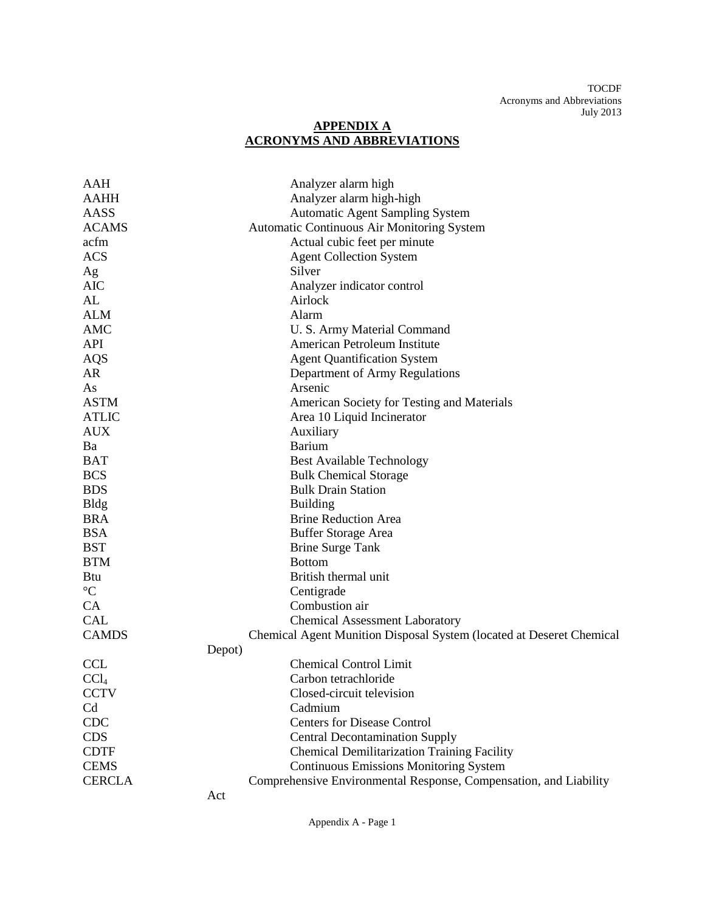# APPENDIX A
# ACRONYMS AND ABBREVIATIONS

| | |
|---|---|
| AAH | Analyzer alarm high |
| AAHH | Analyzer alarm high-high |
| AASS | Automatic Agent Sampling System |
| ACAMS | Automatic Continuous Air Monitoring System |
| acfm | Actual cubic feet per minute |
| ACS | Agent Collection System |
| Ag | Silver |
| AIC | Analyzer indicator control |
| AL | Airlock |
| ALM | Alarm |
| AMC | U. S. Army Material Command |
| API | American Petroleum Institute |
| AQS | Agent Quantification System |
| AR | Department of Army Regulations |
| As | Arsenic |
| ASTM | American Society for Testing and Materials |
| ATLIC | Area 10 Liquid Incinerator |
| AUX | Auxiliary |
| Ba | Barium |
| BAT | Best Available Technology |
| BCS | Bulk Chemical Storage |
| BDS | Bulk Drain Station |
| Bldg | Building |
| BRA | Brine Reduction Area |
| BSA | Buffer Storage Area |
| BST | Brine Surge Tank |
| BTM | Bottom |
| Btu | British thermal unit |
| °C | Centigrade |
| CA | Combustion air |
| CAL | Chemical Assessment Laboratory |
| CAMDS | Chemical Agent Munition Disposal System (located at Deseret Chemical Depot) |
| CCL | Chemical Control Limit |
| $CCl_4$ | Carbon tetrachloride |
| CCTV | Closed-circuit television |
| Cd | Cadmium |
| CDC | Centers for Disease Control |
| CDS | Central Decontamination Supply |
| CDTF | Chemical Demilitarization Training Facility |
| CEMS | Continuous Emissions Monitoring System |
| CERCLA | Comprehensive Environmental Response, Compensation, and Liability Act |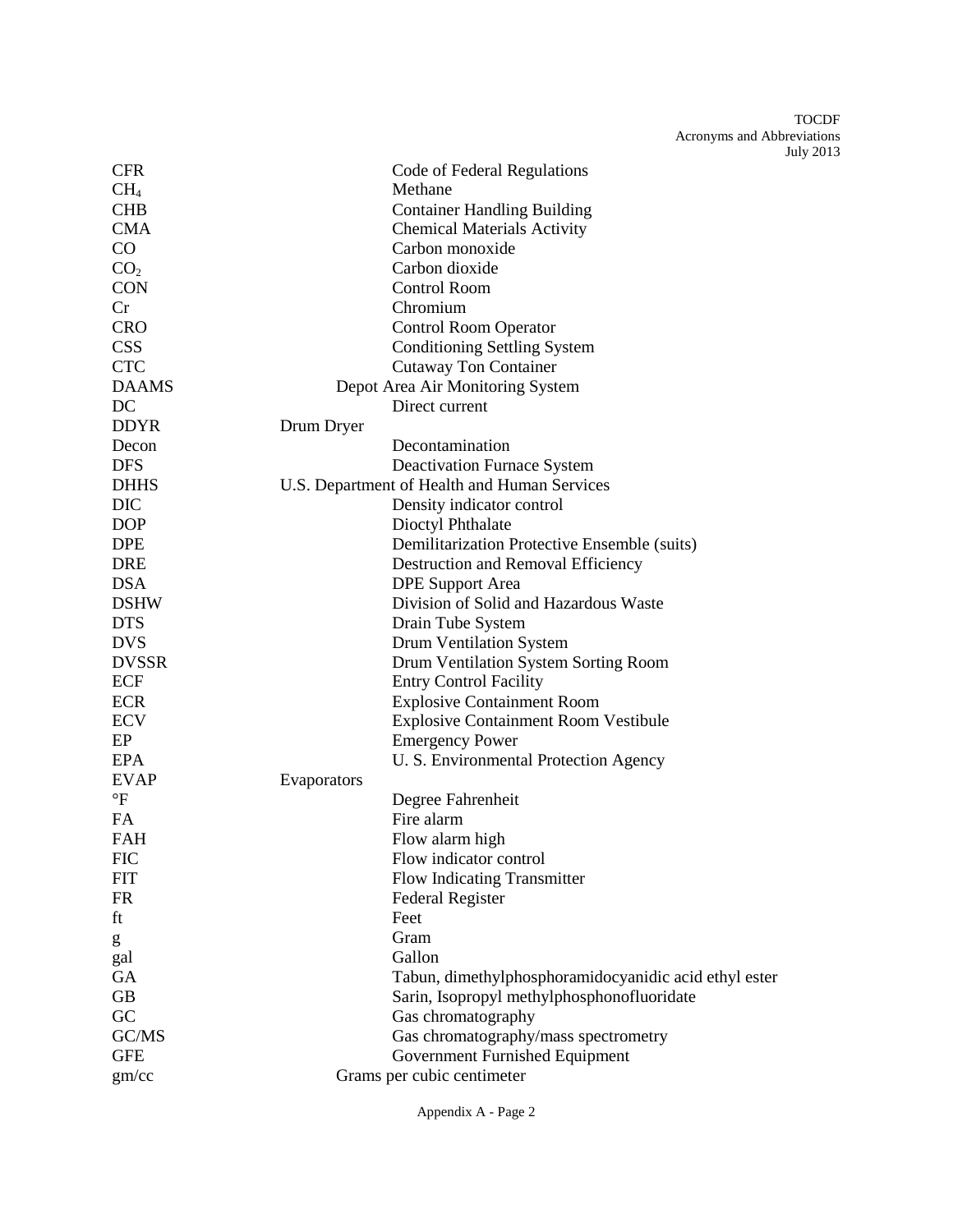| | |
|---|---|
| CFR | Code of Federal Regulations |
| $CH_4$ | Methane |
| CHB | Container Handling Building |
| CMA | Chemical Materials Activity |
| CO | Carbon monoxide |
| $CO_2$ | Carbon dioxide |
| CON | Control Room |
| Cr | Chromium |
| CRO | Control Room Operator |
| CSS | Conditioning Settling System |
| CTC | Cutaway Ton Container |
| DAAMS | Depot Area Air Monitoring System |
| DC | Direct current |
| DDYR | Drum Dryer |
| Decon | Decontamination |
| DFS | Deactivation Furnace System |
| DHHS | U.S. Department of Health and Human Services |
| DIC | Density indicator control |
| DOP | Dioctyl Phthalate |
| DPE | Demilitarization Protective Ensemble (suits) |
| DRE | Destruction and Removal Efficiency |
| DSA | DPE Support Area |
| DSHW | Division of Solid and Hazardous Waste |
| DTS | Drain Tube System |
| DVS | Drum Ventilation System |
| DVSSR | Drum Ventilation System Sorting Room |
| ECF | Entry Control Facility |
| ECR | Explosive Containment Room |
| ECV | Explosive Containment Room Vestibule |
| EP | Emergency Power |
| EPA | U. S. Environmental Protection Agency |
| EVAP | Evaporators |
| °F | Degree Fahrenheit |
| FA | Fire alarm |
| FAH | Flow alarm high |
| FIC | Flow indicator control |
| FIT | Flow Indicating Transmitter |
| FR | Federal Register |
| ft | Feet |
| g | Gram |
| gal | Gallon |
| GA | Tabun, dimethylphosphoramidocyanidic acid ethyl ester |
| GB | Sarin, Isopropyl methylphosphonofluoridate |
| GC | Gas chromatography |
| GC/MS | Gas chromatography/mass spectrometry |
| GFE | Government Furnished Equipment |
| gm/cc | Grams per cubic centimeter |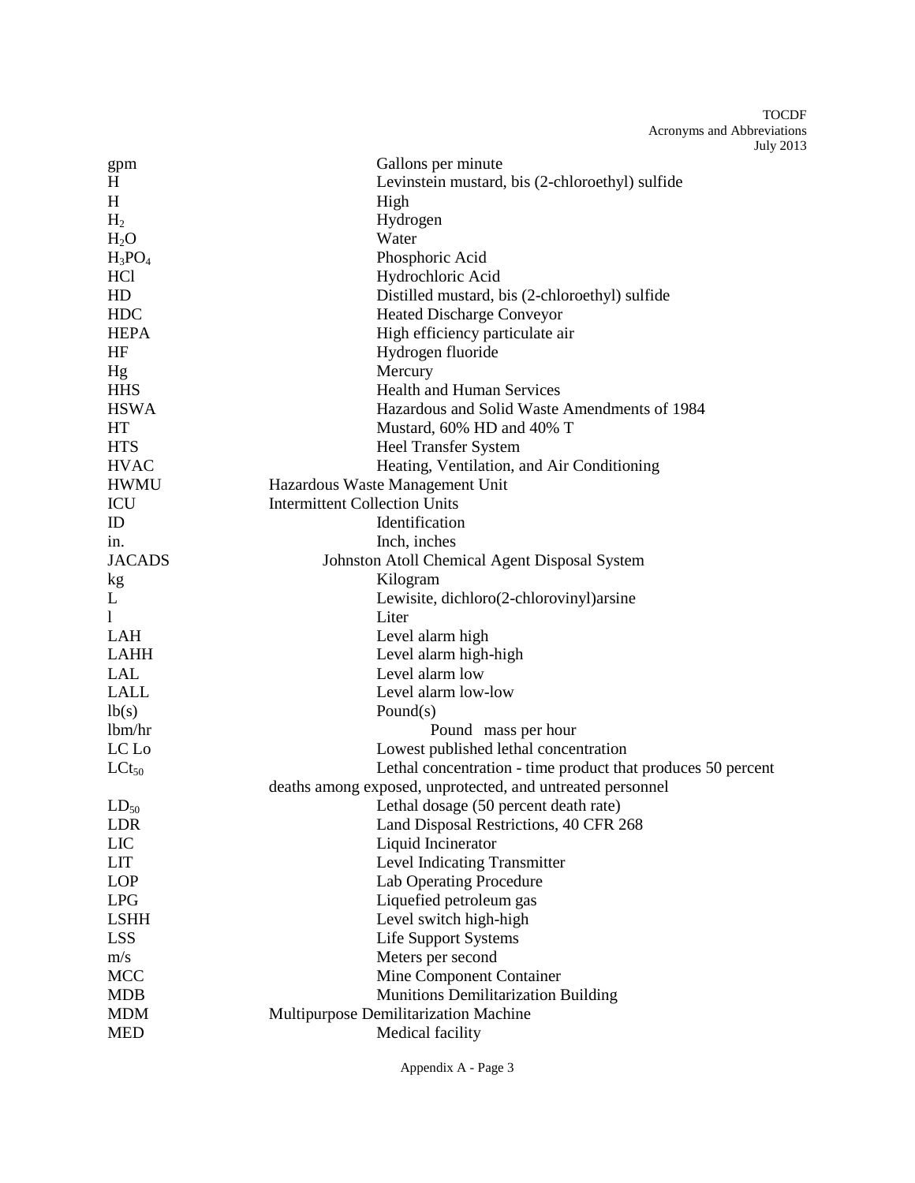| | |
|---|---|
| gpm | Gallons per minute |
| H | Levinstein mustard, bis (2-chloroethyl) sulfide |
| H | High |
| $H_2$ | Hydrogen |
| $H_2O$ | Water |
| $H_3PO_4$ | Phosphoric Acid |
| HCl | Hydrochloric Acid |
| HD | Distilled mustard, bis (2-chloroethyl) sulfide |
| HDC | Heated Discharge Conveyor |
| HEPA | High efficiency particulate air |
| HF | Hydrogen fluoride |
| Hg | Mercury |
| HHS | Health and Human Services |
| HSWA | Hazardous and Solid Waste Amendments of 1984 |
| HT | Mustard, 60% HD and 40% T |
| HTS | Heel Transfer System |
| HVAC | Heating, Ventilation, and Air Conditioning |
| HWMU | Hazardous Waste Management Unit |
| ICU | Intermittent Collection Units |
| ID | Identification |
| in. | Inch, inches |
| JACADS | Johnston Atoll Chemical Agent Disposal System |
| kg | Kilogram |
| L | Lewisite, dichloro(2-chlorovinyl)arsine |
| l | Liter |
| LAH | Level alarm high |
| LAHH | Level alarm high-high |
| LAL | Level alarm low |
| LALL | Level alarm low-low |
| lb(s) | Pound(s) |
| lbm/hr | Pound mass per hour |
| LC Lo | Lowest published lethal concentration |
| $LCt_{50}$ | Lethal concentration - time product that produces 50 percent deaths among exposed, unprotected, and untreated personnel |
| $LD_{50}$ | Lethal dosage (50 percent death rate) |
| LDR | Land Disposal Restrictions, 40 CFR 268 |
| LIC | Liquid Incinerator |
| LIT | Level Indicating Transmitter |
| LOP | Lab Operating Procedure |
| LPG | Liquefied petroleum gas |
| LSHH | Level switch high-high |
| LSS | Life Support Systems |
| m/s | Meters per second |
| MCC | Mine Component Container |
| MDB | Munitions Demilitarization Building |
| MDM | Multipurpose Demilitarization Machine |
| MED | Medical facility |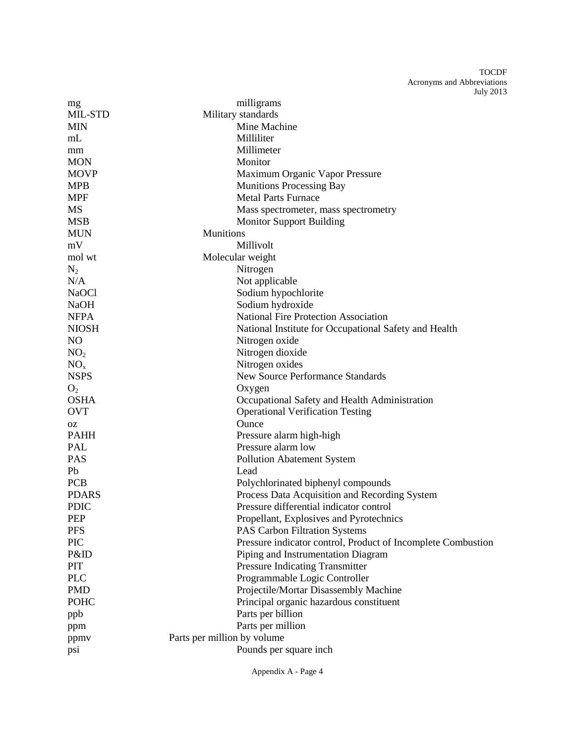| | |
|---|---|
| mg | milligrams |
| MIL-STD | Military standards |
| MIN | Mine Machine |
| mL | Milliliter |
| mm | Millimeter |
| MON | Monitor |
| MOVP | Maximum Organic Vapor Pressure |
| MPB | Munitions Processing Bay |
| MPF | Metal Parts Furnace |
| MS | Mass spectrometer, mass spectrometry |
| MSB | Monitor Support Building |
| MUN | Munitions |
| mV | Millivolt |
| mol wt | Molecular weight |
| $N_2$ | Nitrogen |
| N/A | Not applicable |
| NaOCl | Sodium hypochlorite |
| NaOH | Sodium hydroxide |
| NFPA | National Fire Protection Association |
| NIOSH | National Institute for Occupational Safety and Health |
| NO | Nitrogen oxide |
| $NO_2$ | Nitrogen dioxide |
| $NO_x$ | Nitrogen oxides |
| NSPS | New Source Performance Standards |
| $O_2$ | Oxygen |
| OSHA | Occupational Safety and Health Administration |
| OVT | Operational Verification Testing |
| oz | Ounce |
| PAHH | Pressure alarm high-high |
| PAL | Pressure alarm low |
| PAS | Pollution Abatement System |
| Pb | Lead |
| PCB | Polychlorinated biphenyl compounds |
| PDARS | Process Data Acquisition and Recording System |
| PDIC | Pressure differential indicator control |
| PEP | Propellant, Explosives and Pyrotechnics |
| PFS | PAS Carbon Filtration Systems |
| PIC | Pressure indicator control, Product of Incomplete Combustion |
| P&ID | Piping and Instrumentation Diagram |
| PIT | Pressure Indicating Transmitter |
| PLC | Programmable Logic Controller |
| PMD | Projectile/Mortar Disassembly Machine |
| POHC | Principal organic hazardous constituent |
| ppb | Parts per billion |
| ppm | Parts per million |
| ppmv | Parts per million by volume |
| psi | Pounds per square inch |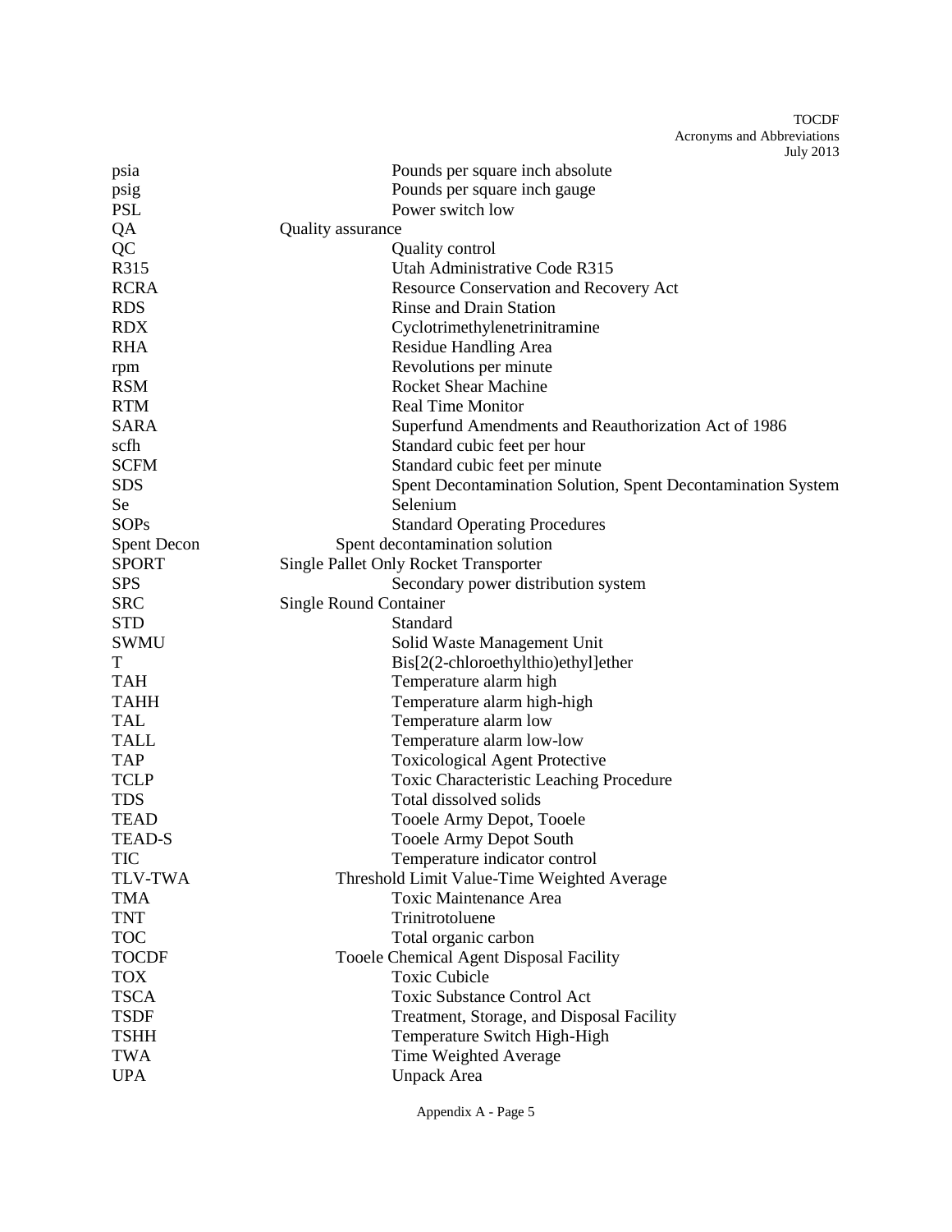| | |
|---|---|
| psia | Pounds per square inch absolute |
| psig | Pounds per square inch gauge |
| PSL | Power switch low |
| QA | Quality assurance |
| QC | Quality control |
| R315 | Utah Administrative Code R315 |
| RCRA | Resource Conservation and Recovery Act |
| RDS | Rinse and Drain Station |
| RDX | Cyclotrimethylenetrinitramine |
| RHA | Residue Handling Area |
| rpm | Revolutions per minute |
| RSM | Rocket Shear Machine |
| RTM | Real Time Monitor |
| SARA | Superfund Amendments and Reauthorization Act of 1986 |
| scfh | Standard cubic feet per hour |
| SCFM | Standard cubic feet per minute |
| SDS | Spent Decontamination Solution, Spent Decontamination System |
| Se | Selenium |
| SOPs | Standard Operating Procedures |
| Spent Decon | Spent decontamination solution |
| SPORT | Single Pallet Only Rocket Transporter |
| SPS | Secondary power distribution system |
| SRC | Single Round Container |
| STD | Standard |
| SWMU | Solid Waste Management Unit |
| T | Bis[2(2-chloroethylthio)ethyl]ether |
| TAH | Temperature alarm high |
| TAHH | Temperature alarm high-high |
| TAL | Temperature alarm low |
| TALL | Temperature alarm low-low |
| TAP | Toxicological Agent Protective |
| TCLP | Toxic Characteristic Leaching Procedure |
| TDS | Total dissolved solids |
| TEAD | Tooele Army Depot, Tooele |
| TEAD-S | Tooele Army Depot South |
| TIC | Temperature indicator control |
| TLV-TWA | Threshold Limit Value-Time Weighted Average |
| TMA | Toxic Maintenance Area |
| TNT | Trinitrotoluene |
| TOC | Total organic carbon |
| TOCDF | Tooele Chemical Agent Disposal Facility |
| TOX | Toxic Cubicle |
| TSCA | Toxic Substance Control Act |
| TSDF | Treatment, Storage, and Disposal Facility |
| TSHH | Temperature Switch High-High |
| TWA | Time Weighted Average |
| UPA | Unpack Area |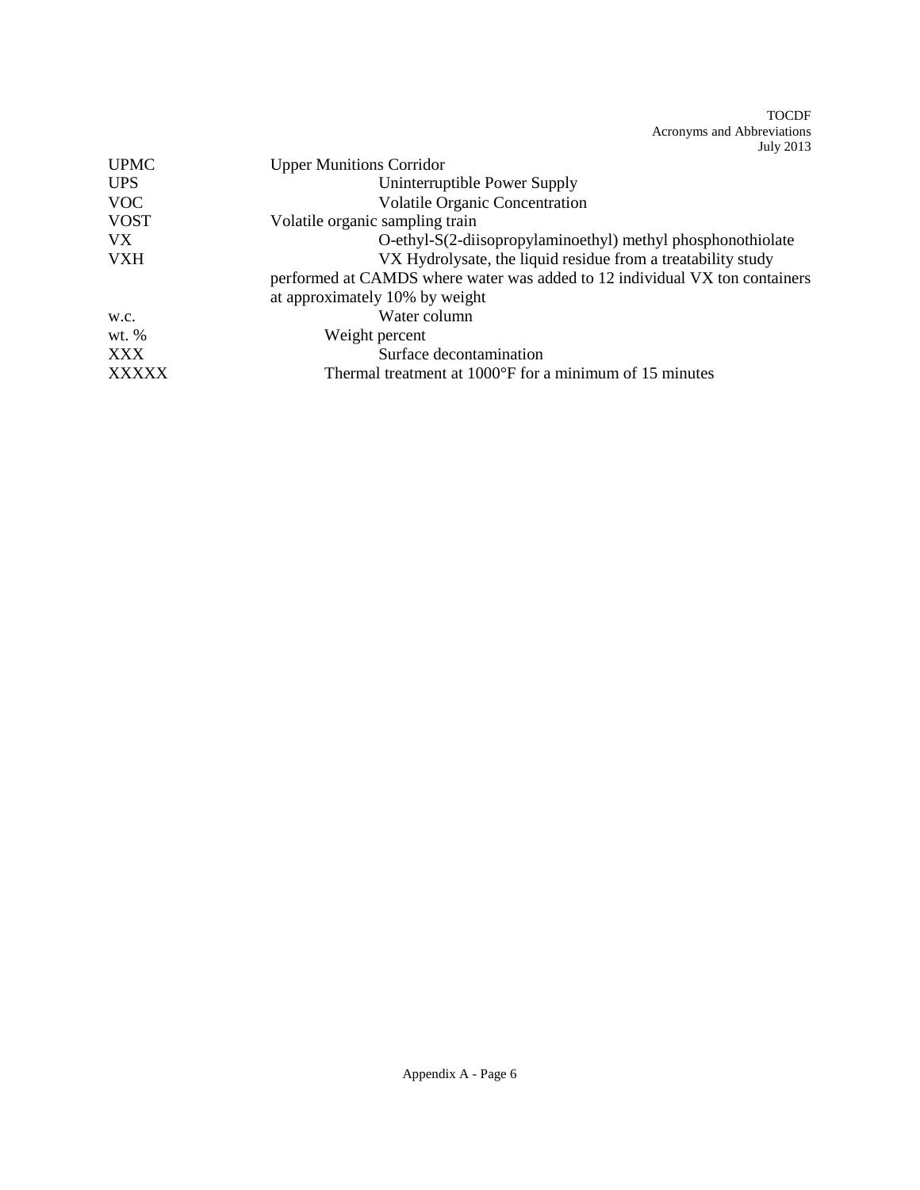| | |
|---|---|
| UPMC | Upper Munitions Corridor |
| UPS | Uninterruptible Power Supply |
| VOC | Volatile Organic Concentration |
| VOST | Volatile organic sampling train |
| VX | O-ethyl-S(2-diisopropylaminoethyl) methyl phosphonothiolate |
| VXH | VX Hydrolysate, the liquid residue from a treatability study performed at CAMDS where water was added to 12 individual VX ton containers at approximately 10% by weight |
| w.c. | Water column |
| wt. % | Weight percent |
| XXX | Surface decontamination |
| XXXXX | Thermal treatment at 1000°F for a minimum of 15 minutes |